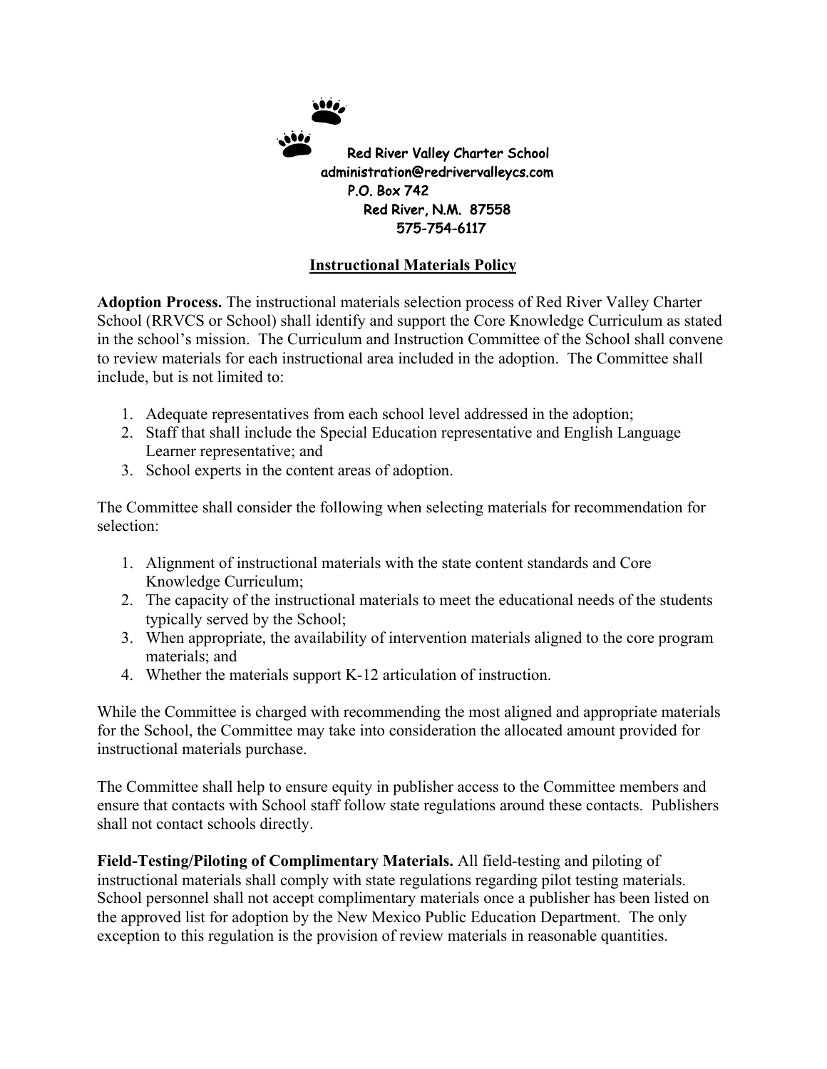Red River Valley Charter School
administration@redrivervalleycs.com
P.O. Box 742
Red River, N.M. 87558
575-754-6117

## Instructional Materials Policy

**Adoption Process.** The instructional materials selection process of Red River Valley Charter School (RRVCS or School) shall identify and support the Core Knowledge Curriculum as stated in the school's mission. The Curriculum and Instruction Committee of the School shall convene to review materials for each instructional area included in the adoption. The Committee shall include, but is not limited to:

1. Adequate representatives from each school level addressed in the adoption;
2. Staff that shall include the Special Education representative and English Language Learner representative; and
3. School experts in the content areas of adoption.

The Committee shall consider the following when selecting materials for recommendation for selection:

1. Alignment of instructional materials with the state content standards and Core Knowledge Curriculum;
2. The capacity of the instructional materials to meet the educational needs of the students typically served by the School;
3. When appropriate, the availability of intervention materials aligned to the core program materials; and
4. Whether the materials support K-12 articulation of instruction.

While the Committee is charged with recommending the most aligned and appropriate materials for the School, the Committee may take into consideration the allocated amount provided for instructional materials purchase.

The Committee shall help to ensure equity in publisher access to the Committee members and ensure that contacts with School staff follow state regulations around these contacts. Publishers shall not contact schools directly.

**Field-Testing/Piloting of Complimentary Materials.** All field-testing and piloting of instructional materials shall comply with state regulations regarding pilot testing materials. School personnel shall not accept complimentary materials once a publisher has been listed on the approved list for adoption by the New Mexico Public Education Department. The only exception to this regulation is the provision of review materials in reasonable quantities.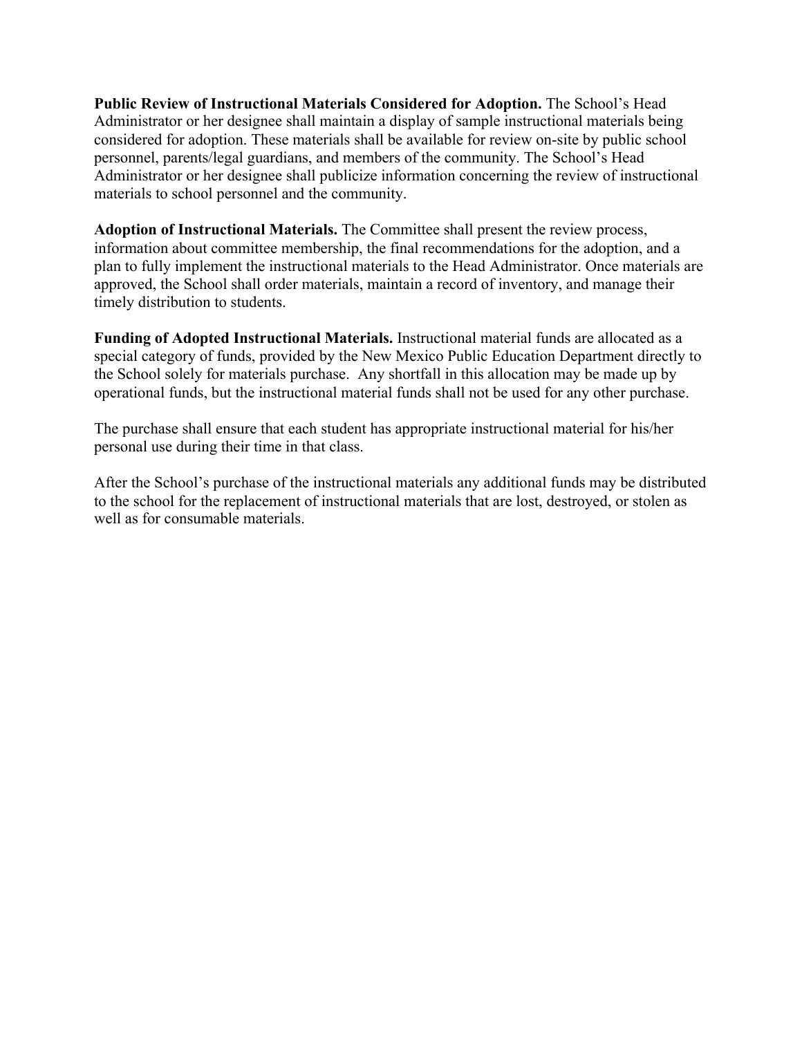**Public Review of Instructional Materials Considered for Adoption.** The School's Head Administrator or her designee shall maintain a display of sample instructional materials being considered for adoption. These materials shall be available for review on-site by public school personnel, parents/legal guardians, and members of the community. The School's Head Administrator or her designee shall publicize information concerning the review of instructional materials to school personnel and the community.

**Adoption of Instructional Materials.** The Committee shall present the review process, information about committee membership, the final recommendations for the adoption, and a plan to fully implement the instructional materials to the Head Administrator. Once materials are approved, the School shall order materials, maintain a record of inventory, and manage their timely distribution to students.

**Funding of Adopted Instructional Materials.** Instructional material funds are allocated as a special category of funds, provided by the New Mexico Public Education Department directly to the School solely for materials purchase. Any shortfall in this allocation may be made up by operational funds, but the instructional material funds shall not be used for any other purchase.

The purchase shall ensure that each student has appropriate instructional material for his/her personal use during their time in that class.

After the School's purchase of the instructional materials any additional funds may be distributed to the school for the replacement of instructional materials that are lost, destroyed, or stolen as well as for consumable materials.